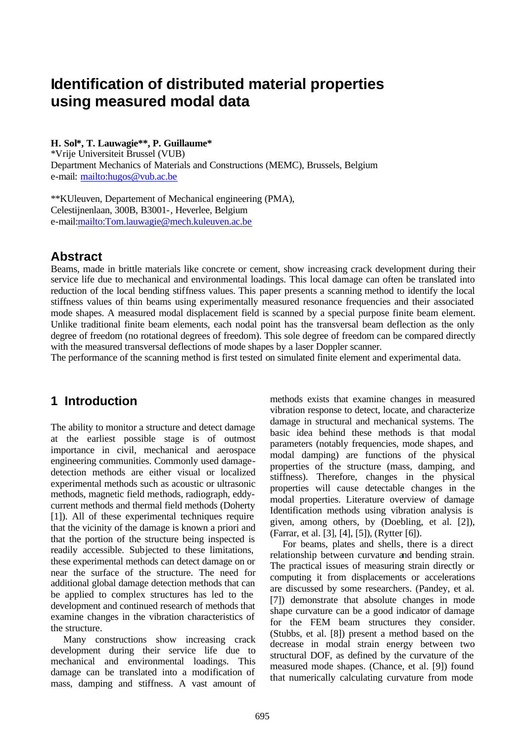# Identification of distributed material properties using measured modal data

**H. Sol\*, T. Lauwagie\*\*, P. Guillaume\***
\*Vrije Universiteit Brussel (VUB)
Department Mechanics of Materials and Constructions (MEMC), Brussels, Belgium
e-mail: mailto:hugos@vub.ac.be

\*\*KULeuven, Departement of Mechanical engineering (PMA),
Celestijnenlaan, 300B, B3001-, Heverlee, Belgium
e-mail:mailto:Tom.lauwagie@mech.kuleuven.ac.be

## Abstract

Beams, made in brittle materials like concrete or cement, show increasing crack development during their service life due to mechanical and environmental loadings. This local damage can often be translated into reduction of the local bending stiffness values. This paper presents a scanning method to identify the local stiffness values of thin beams using experimentally measured resonance frequencies and their associated mode shapes. A measured modal displacement field is scanned by a special purpose finite beam element. Unlike traditional finite beam elements, each nodal point has the transversal beam deflection as the only degree of freedom (no rotational degrees of freedom). This sole degree of freedom can be compared directly with the measured transversal deflections of mode shapes by a laser Doppler scanner.
The performance of the scanning method is first tested on simulated finite element and experimental data.

## 1 Introduction

The ability to monitor a structure and detect damage at the earliest possible stage is of outmost importance in civil, mechanical and aerospace engineering communities. Commonly used damage-detection methods are either visual or localized experimental methods such as acoustic or ultrasonic methods, magnetic field methods, radiograph, eddy-current methods and thermal field methods (Doherty [1]). All of these experimental techniques require that the vicinity of the damage is known a priori and that the portion of the structure being inspected is readily accessible. Subjected to these limitations, these experimental methods can detect damage on or near the surface of the structure. The need for additional global damage detection methods that can be applied to complex structures has led to the development and continued research of methods that examine changes in the vibration characteristics of the structure.

Many constructions show increasing crack development during their service life due to mechanical and environmental loadings. This damage can be translated into a modification of mass, damping and stiffness. A vast amount of methods exists that examine changes in measured vibration response to detect, locate, and characterize damage in structural and mechanical systems. The basic idea behind these methods is that modal parameters (notably frequencies, mode shapes, and modal damping) are functions of the physical properties of the structure (mass, damping, and stiffness). Therefore, changes in the physical properties will cause detectable changes in the modal properties. Literature overview of damage Identification methods using vibration analysis is given, among others, by (Doebling, et al. [2]), (Farrar, et al. [3], [4], [5]), (Rytter [6]).

For beams, plates and shells, there is a direct relationship between curvature and bending strain. The practical issues of measuring strain directly or computing it from displacements or accelerations are discussed by some researchers. (Pandey, et al. [7]) demonstrate that absolute changes in mode shape curvature can be a good indicator of damage for the FEM beam structures they consider. (Stubbs, et al. [8]) present a method based on the decrease in modal strain energy between two structural DOF, as defined by the curvature of the measured mode shapes. (Chance, et al. [9]) found that numerically calculating curvature from mode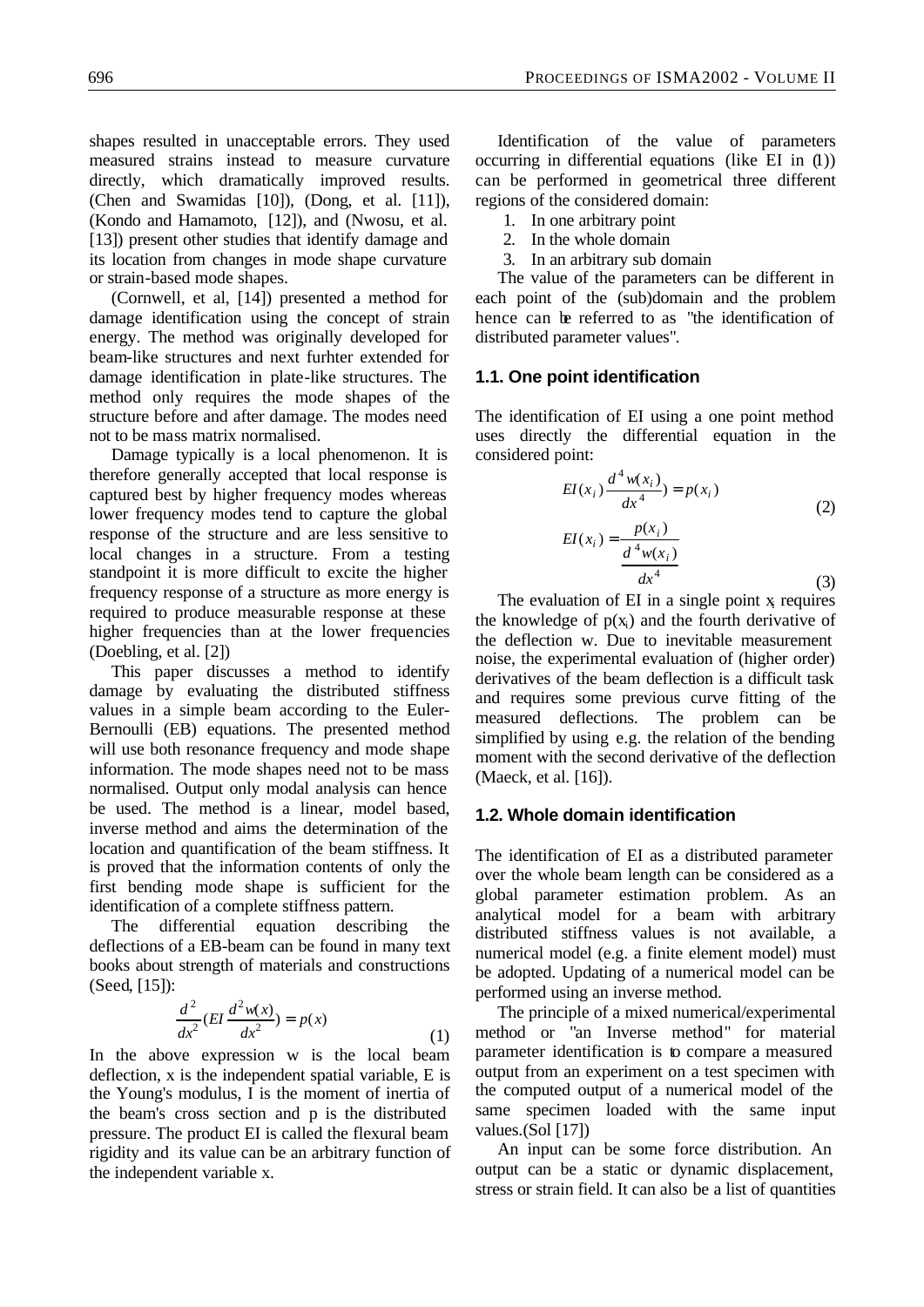shapes resulted in unacceptable errors. They used measured strains instead to measure curvature directly, which dramatically improved results. (Chen and Swamidas [10]), (Dong, et al. [11]), (Kondo and Hamamoto, [12]), and (Nwosu, et al. [13]) present other studies that identify damage and its location from changes in mode shape curvature or strain-based mode shapes.

(Cornwell, et al, [14]) presented a method for damage identification using the concept of strain energy. The method was originally developed for beam-like structures and next furhter extended for damage identification in plate-like structures. The method only requires the mode shapes of the structure before and after damage. The modes need not to be mass matrix normalised.

Damage typically is a local phenomenon. It is therefore generally accepted that local response is captured best by higher frequency modes whereas lower frequency modes tend to capture the global response of the structure and are less sensitive to local changes in a structure. From a testing standpoint it is more difficult to excite the higher frequency response of a structure as more energy is required to produce measurable response at these higher frequencies than at the lower frequencies (Doebling, et al. [2])

This paper discusses a method to identify damage by evaluating the distributed stiffness values in a simple beam according to the Euler-Bernoulli (EB) equations. The presented method will use both resonance frequency and mode shape information. The mode shapes need not to be mass normalised. Output only modal analysis can hence be used. The method is a linear, model based, inverse method and aims the determination of the location and quantification of the beam stiffness. It is proved that the information contents of only the first bending mode shape is sufficient for the identification of a complete stiffness pattern.

The differential equation describing the deflections of a EB-beam can be found in many text books about strength of materials and constructions (Seed, [15]):

$$\frac{d^2}{dx^2}(EI\frac{d^2w(x)}{dx^2}) = p(x) \tag{1}$$

In the above expression w is the local beam deflection, x is the independent spatial variable, E is the Young's modulus, I is the moment of inertia of the beam's cross section and p is the distributed pressure. The product EI is called the flexural beam rigidity and its value can be an arbitrary function of the independent variable x.

Identification of the value of parameters occurring in differential equations (like EI in (1)) can be performed in geometrical three different regions of the considered domain:

1. In one arbitrary point
2. In the whole domain
3. In an arbitrary sub domain

The value of the parameters can be different in each point of the (sub)domain and the problem hence can be referred to as "the identification of distributed parameter values".

### 1.1. One point identification

The identification of EI using a one point method uses directly the differential equation in the considered point:

$$EI(x_i)\frac{d^4w(x_i)}{dx^4}) = p(x_i) \tag{2}$$

$$EI(x_i) = \frac{p(x_i)}{\frac{d^4w(x_i)}{dx^4}} \tag{3}$$

The evaluation of EI in a single point $x_i$ requires the knowledge of $p(x_i)$ and the fourth derivative of the deflection w. Due to inevitable measurement noise, the experimental evaluation of (higher order) derivatives of the beam deflection is a difficult task and requires some previous curve fitting of the measured deflections. The problem can be simplified by using e.g. the relation of the bending moment with the second derivative of the deflection (Maeck, et al. [16]).

### 1.2. Whole domain identification

The identification of EI as a distributed parameter over the whole beam length can be considered as a global parameter estimation problem. As an analytical model for a beam with arbitrary distributed stiffness values is not available, a numerical model (e.g. a finite element model) must be adopted. Updating of a numerical model can be performed using an inverse method.

The principle of a mixed numerical/experimental method or "an Inverse method" for material parameter identification is to compare a measured output from an experiment on a test specimen with the computed output of a numerical model of the same specimen loaded with the same input values.(Sol [17])

An input can be some force distribution. An output can be a static or dynamic displacement, stress or strain field. It can also be a list of quantities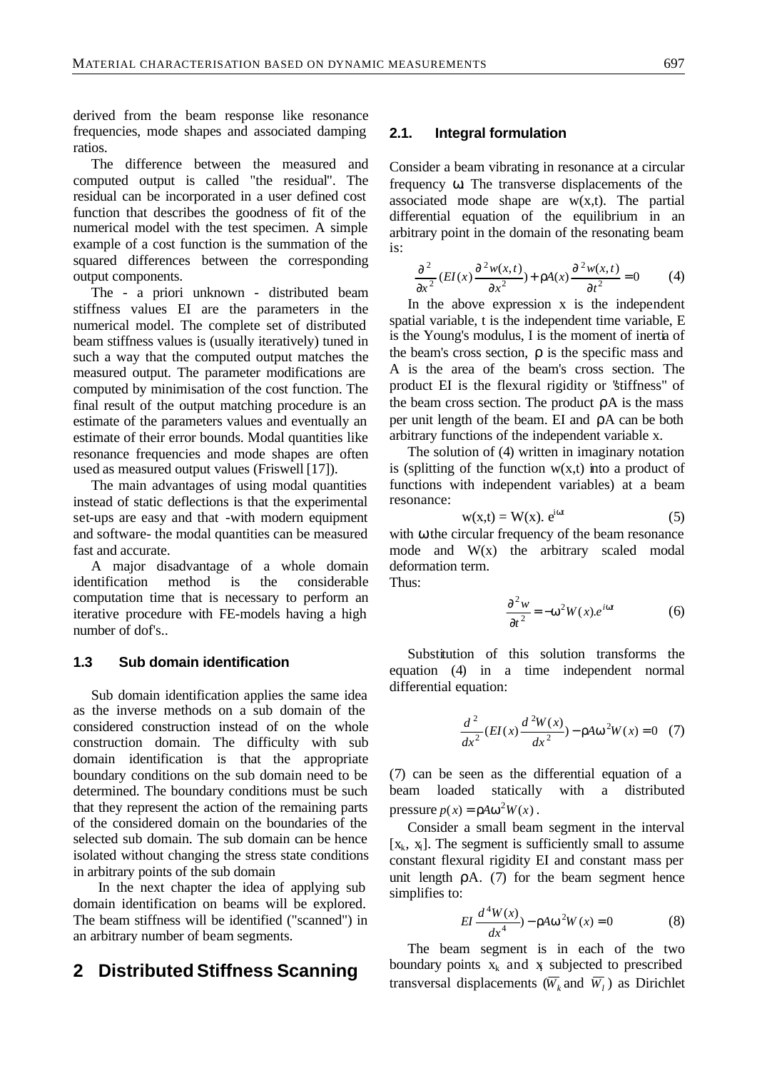derived from the beam response like resonance frequencies, mode shapes and associated damping ratios.

The difference between the measured and computed output is called "the residual". The residual can be incorporated in a user defined cost function that describes the goodness of fit of the numerical model with the test specimen. A simple example of a cost function is the summation of the squared differences between the corresponding output components.

The - a priori unknown - distributed beam stiffness values EI are the parameters in the numerical model. The complete set of distributed beam stiffness values is (usually iteratively) tuned in such a way that the computed output matches the measured output. The parameter modifications are computed by minimisation of the cost function. The final result of the output matching procedure is an estimate of the parameters values and eventually an estimate of their error bounds. Modal quantities like resonance frequencies and mode shapes are often used as measured output values (Friswell [17]).

The main advantages of using modal quantities instead of static deflections is that the experimental set-ups are easy and that -with modern equipment and software- the modal quantities can be measured fast and accurate.

A major disadvantage of a whole domain identification method is the considerable computation time that is necessary to perform an iterative procedure with FE-models having a high number of dof's..

### 1.3 Sub domain identification

Sub domain identification applies the same idea as the inverse methods on a sub domain of the considered construction instead of on the whole construction domain. The difficulty with sub domain identification is that the appropriate boundary conditions on the sub domain need to be determined. The boundary conditions must be such that they represent the action of the remaining parts of the considered domain on the boundaries of the selected sub domain. The sub domain can be hence isolated without changing the stress state conditions in arbitrary points of the sub domain

In the next chapter the idea of applying sub domain identification on beams will be explored. The beam stiffness will be identified ("scanned") in an arbitrary number of beam segments.

## 2 Distributed Stiffness Scanning

### 2.1. Integral formulation

Consider a beam vibrating in resonance at a circular frequency $\omega$. The transverse displacements of the associated mode shape are w(x,t). The partial differential equation of the equilibrium in an arbitrary point in the domain of the resonating beam is:

$$\frac{\partial^2}{\partial x^2}\left(EI(x)\frac{\partial^2 w(x,t)}{\partial x^2}\right)+\rho A(x)\frac{\partial^2 w(x,t)}{\partial t^2}=0 \qquad (4)$$

In the above expression x is the independent spatial variable, t is the independent time variable, E is the Young's modulus, I is the moment of inertia of the beam's cross section, $\rho$ is the specific mass and A is the area of the beam's cross section. The product EI is the flexural rigidity or "stiffness" of the beam cross section. The product $\rho A$ is the mass per unit length of the beam. EI and $\rho A$ can be both arbitrary functions of the independent variable x.

The solution of (4) written in imaginary notation is (splitting of the function w(x,t) into a product of functions with independent variables) at a beam resonance:

$$w(x,t) = W(x).\, e^{i\omega t} \qquad (5)$$

with $\omega$ the circular frequency of the beam resonance mode and W(x) the arbitrary scaled modal deformation term.

Thus:

$$\frac{\partial^2 w}{\partial t^2}=-\omega^2 W(x).e^{i\omega t} \qquad (6)$$

Substitution of this solution transforms the equation (4) in a time independent normal differential equation:

$$\frac{d^2}{dx^2}\left(EI(x)\frac{d^2W(x)}{dx^2}\right)-\rho A\omega^2 W(x)=0 \qquad (7)$$

(7) can be seen as the differential equation of a beam loaded statically with a distributed pressure $p(x)=\rho A\omega^2 W(x)$.

Consider a small beam segment in the interval $[x_k, x_l]$. The segment is sufficiently small to assume constant flexural rigidity EI and constant mass per unit length $\rho A$. (7) for the beam segment hence simplifies to:

$$EI\frac{d^4W(x)}{dx^4}-\rho A\omega^2 W(x)=0 \qquad (8)$$

The beam segment is in each of the two boundary points $x_k$ and $x_l$ subjected to prescribed transversal displacements ($\overline{W}_k$ and $\overline{W}_l$) as Dirichlet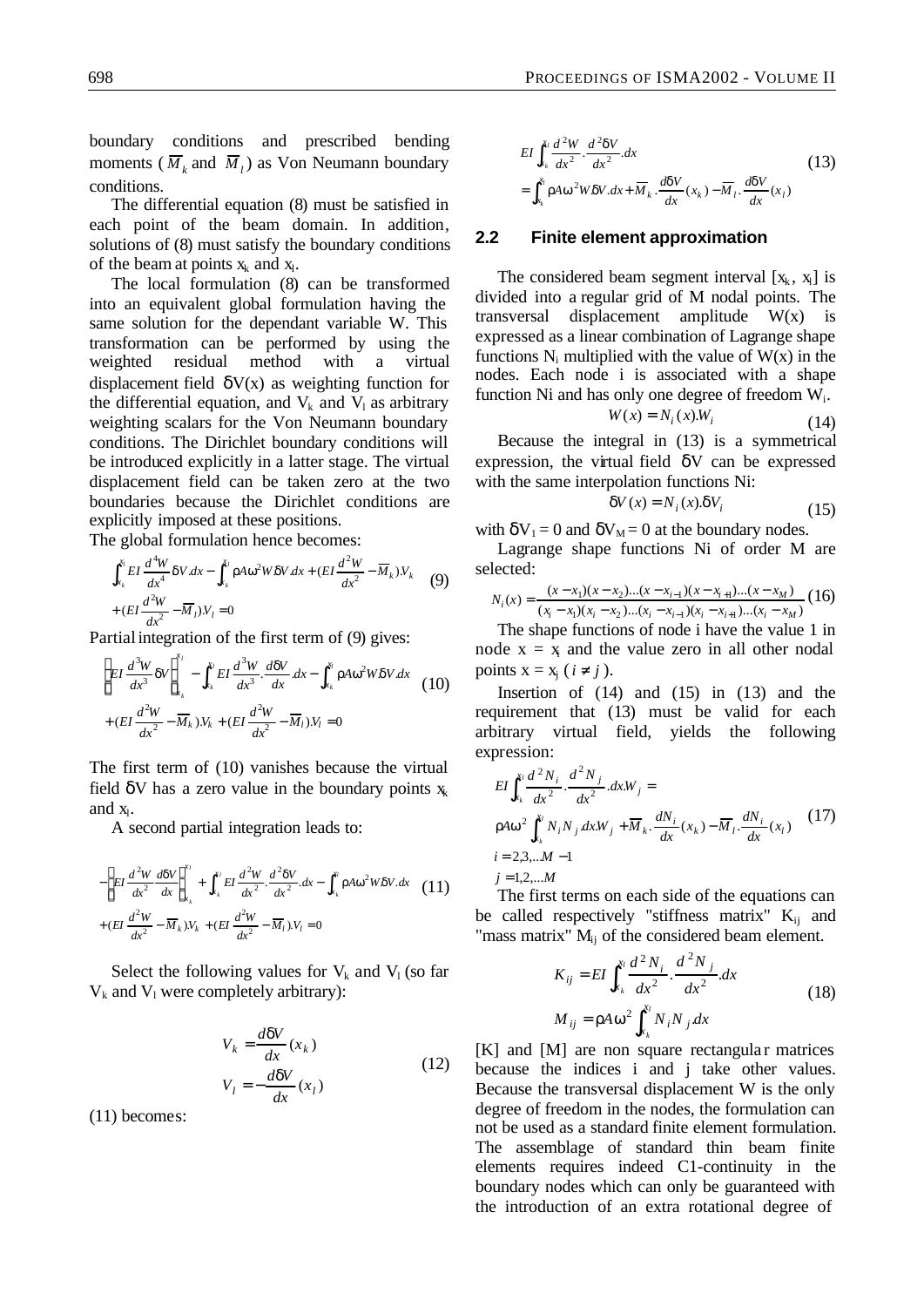boundary conditions and prescribed bending moments ( $\overline{M}_k$ and $\overline{M}_l$) as Von Neumann boundary conditions.

The differential equation (8) must be satisfied in each point of the beam domain. In addition, solutions of (8) must satisfy the boundary conditions of the beam at points $x_k$ and $x_l$.

The local formulation (8) can be transformed into an equivalent global formulation having the same solution for the dependant variable W. This transformation can be performed by using the weighted residual method with a virtual displacement field $\delta V(x)$ as weighting function for the differential equation, and $V_k$ and $V_l$ as arbitrary weighting scalars for the Von Neumann boundary conditions. The Dirichlet boundary conditions will be introduced explicitly in a latter stage. The virtual displacement field can be taken zero at the two boundaries because the Dirichlet conditions are explicitly imposed at these positions.

The global formulation hence becomes:

$$\int_{x_k}^{x_l} EI\frac{d^4W}{dx^4}\delta V.dx - \int_{x_k}^{x_l}\rho A\omega^2 W\delta V.dx + (EI\frac{d^2W}{dx^2} - \overline{M}_k).V_k + (EI\frac{d^2W}{dx^2} - \overline{M}_l).V_l = 0 \tag{9}$$

Partial integration of the first term of (9) gives:

$$\left[EI\frac{d^3W}{dx^3}\delta V\right]_{x_k}^{x_l} - \int_{x_k}^{x_l} EI\frac{d^3W}{dx^3}.\frac{d\delta V}{dx}.dx - \int_{x_k}^{x_l}\rho A\omega^2 W\delta V.dx + (EI\frac{d^2W}{dx^2} - \overline{M}_k).V_k + (EI\frac{d^2W}{dx^2} - \overline{M}_l).V_l = 0 \tag{10}$$

The first term of (10) vanishes because the virtual field $\delta V$ has a zero value in the boundary points $x_k$ and $x_l$.

A second partial integration leads to:

$$-\left[EI\frac{d^2W}{dx^2}.\frac{d\delta V}{dx}\right]_{x_k}^{x_l} + \int_{x_k}^{x_l} EI\frac{d^2W}{dx^2}.\frac{d^2\delta V}{dx^2}.dx - \int_{x_k}^{x_l}\rho A\omega^2 W\delta V.dx + (EI\frac{d^2W}{dx^2} - \overline{M}_k).V_k + (EI\frac{d^2W}{dx^2} - \overline{M}_l).V_l = 0 \tag{11}$$

Select the following values for $V_k$ and $V_l$ (so far $V_k$ and $V_l$ were completely arbitrary):

$$V_k = \frac{d\delta V}{dx}(x_k)$$
$$V_l = -\frac{d\delta V}{dx}(x_l) \tag{12}$$

(11) becomes:

$$EI\int_{x_k}^{x_l}\frac{d^2W}{dx^2}.\frac{d^2\delta V}{dx^2}.dx = \int_{x_k}^{x_l}\rho A\omega^2 W\delta V.dx + \overline{M}_k.\frac{d\delta V}{dx}(x_k) - \overline{M}_l.\frac{d\delta V}{dx}(x_l) \tag{13}$$

## 2.2 Finite element approximation

The considered beam segment interval $[x_k, x_l]$ is divided into a regular grid of M nodal points. The transversal displacement amplitude W(x) is expressed as a linear combination of Lagrange shape functions $N_i$ multiplied with the value of W(x) in the nodes. Each node i is associated with a shape function Ni and has only one degree of freedom $W_i$.

$$W(x) = N_i(x).W_i \tag{14}$$

Because the integral in (13) is a symmetrical expression, the virtual field $\delta V$ can be expressed with the same interpolation functions Ni:

$$\delta V(x) = N_i(x).\delta V_i \tag{15}$$

with $\delta V_1 = 0$ and $\delta V_M = 0$ at the boundary nodes.

Lagrange shape functions Ni of order M are selected:

$$N_i(x) = \frac{(x-x_1)(x-x_2)...(x-x_{i-1})(x-x_{i+1})...(x-x_M)}{(x_i-x_1)(x_i-x_2)...(x_i-x_{i-1})(x_i-x_{i+1})...(x_i-x_M)} \tag{16}$$

The shape functions of node i have the value 1 in node $x = x_i$ and the value zero in all other nodal points $x = x_j$ ( $i \neq j$ ).

Insertion of (14) and (15) in (13) and the requirement that (13) must be valid for each arbitrary virtual field, yields the following expression:

$$EI\int_{x_k}^{x_l}\frac{d^2N_i}{dx^2}.\frac{d^2N_j}{dx^2}.dx.W_j = \rho A\omega^2\int_{x_k}^{x_l}N_iN_j.dx.W_j + \overline{M}_k.\frac{dN_i}{dx}(x_k) - \overline{M}_l.\frac{dN_i}{dx}(x_l) \tag{17}$$
$$i = 2,3,...M-1$$
$$j = 1,2,...M$$

The first terms on each side of the equations can be called respectively "stiffness matrix" $K_{ij}$ and "mass matrix" $M_{ij}$ of the considered beam element.

$$K_{ij} = EI\int_{x_k}^{x_l}\frac{d^2N_i}{dx^2}.\frac{d^2N_j}{dx^2}.dx$$
$$M_{ij} = \rho A\omega^2\int_{x_k}^{x_l}N_iN_j.dx \tag{18}$$

[K] and [M] are non square rectangular matrices because the indices i and j take other values. Because the transversal displacement W is the only degree of freedom in the nodes, the formulation can not be used as a standard finite element formulation. The assemblage of standard thin beam finite elements requires indeed C1-continuity in the boundary nodes which can only be guaranteed with the introduction of an extra rotational degree of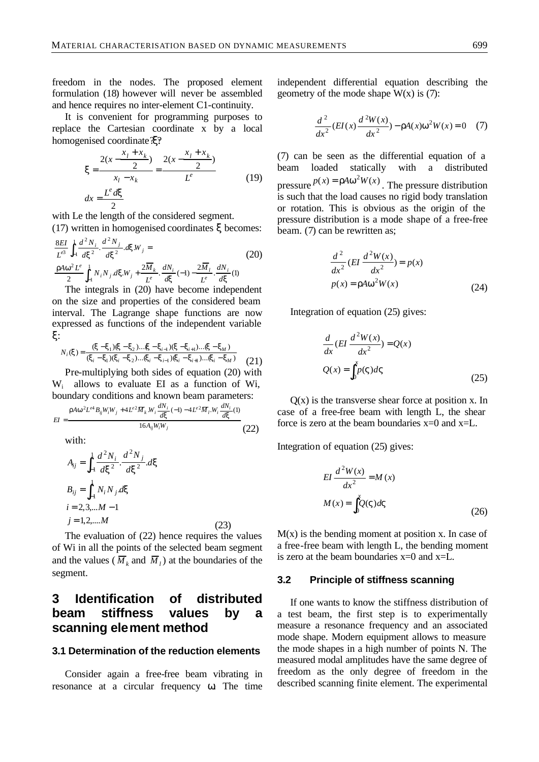freedom in the nodes. The proposed element formulation (18) however will never be assembled and hence requires no inter-element C1-continuity.

It is convenient for programming purposes to replace the Cartesian coordinate x by a local homogenised coordinate $\xi$:

$$\xi = \frac{2(x - \frac{x_l + x_k}{2})}{x_l - x_k} = \frac{2(x - \frac{x_l + x_k}{2})}{L^e}$$
$$dx = \frac{L^e d\xi}{2} \tag{19}$$

with Le the length of the considered segment.
(17) written in homogenised coordinates $\xi$ becomes:

$$\frac{8EI}{L^{e3}} \int_{-1}^{1} \frac{d^2 N_i}{d\xi^2} \cdot \frac{d^2 N_j}{d\xi^2} . d\xi . W_j =$$
$$\frac{\rho A \omega^2 L^e}{2} \int_{-1}^{1} N_i N_j . d\xi . W_j + \frac{2\overline{M}_k}{L^e} . \frac{dN_i}{d\xi}(-1) - \frac{2\overline{M}_l}{L^e} . \frac{dN_i}{d\xi}(1) \tag{20}$$

The integrals in (20) have become independent on the size and properties of the considered beam interval. The Lagrange shape functions are now expressed as functions of the independent variable $\xi$:

$$N_i(\xi) = \frac{(\xi - \xi_1)(\xi - \xi_2)...(\xi - \xi_{i-1})(\xi - \xi_{i+1})...(\xi - \xi_M)}{(\xi_i - \xi_1)(\xi_i - \xi_2)...(\xi_i - \xi_{i-1})(\xi_i - \xi_{i+1})...(\xi_i - \xi_M)} \tag{21}$$

Pre-multiplying both sides of equation (20) with $W_i$ allows to evaluate EI as a function of Wi, boundary conditions and known beam parameters:

$$EI = \frac{\rho A \omega^2 L^{e4} B_{ij} W_i W_j + 4L^{e2} \overline{M}_k . W_i \frac{dN_i}{d\xi}(-1) - 4L^{e2} \overline{M}_l . W_i \frac{dN_i}{d\xi}(1)}{16 A_{ij} W_i W_j} \tag{22}$$

with:

$$A_{ij} = \int_{-1}^{1} \frac{d^2 N_i}{d\xi^2} . \frac{d^2 N_j}{d\xi^2} . d\xi$$
$$B_{ij} = \int_{-1}^{1} N_i N_j . d\xi$$
$$i = 2,3,...M-1$$
$$j = 1,2,....M \tag{23}$$

The evaluation of (22) hence requires the values of Wi in all the points of the selected beam segment and the values ($\overline{M}_k$ and $\overline{M}_l$) at the boundaries of the segment.

# 3 Identification of distributed beam stiffness values by a scanning element method

### 3.1 Determination of the reduction elements

Consider again a free-free beam vibrating in resonance at a circular frequency $\omega$. The time independent differential equation describing the geometry of the mode shape W(x) is (7):

$$\frac{d^2}{dx^2}(EI(x)\frac{d^2 W(x)}{dx^2}) - \rho A(x)\omega^2 W(x) = 0 \tag{7}$$

(7) can be seen as the differential equation of a beam loaded statically with a distributed pressure $p(x) = \rho A \omega^2 W(x)$. The pressure distribution is such that the load causes no rigid body translation or rotation. This is obvious as the origin of the pressure distribution is a mode shape of a free-free beam. (7) can be rewritten as;

$$\frac{d^2}{dx^2}(EI \frac{d^2 W(x)}{dx^2}) = p(x)$$
$$p(x) = \rho A \omega^2 W(x) \tag{24}$$

Integration of equation (25) gives:

$$\frac{d}{dx}(EI \frac{d^2 W(x)}{dx^2}) = Q(x)$$
$$Q(x) = \int_0^x p(\varsigma) d\varsigma \tag{25}$$

Q(x) is the transverse shear force at position x. In case of a free-free beam with length L, the shear force is zero at the beam boundaries x=0 and x=L.

Integration of equation (25) gives:

$$EI \frac{d^2 W(x)}{dx^2} = M(x)$$
$$M(x) = \int_0^x Q(\varsigma) d\varsigma \tag{26}$$

M(x) is the bending moment at position x. In case of a free-free beam with length L, the bending moment is zero at the beam boundaries x=0 and x=L.

### 3.2 Principle of stiffness scanning

If one wants to know the stiffness distribution of a test beam, the first step is to experimentally measure a resonance frequency and an associated mode shape. Modern equipment allows to measure the mode shapes in a high number of points N. The measured modal amplitudes have the same degree of freedom as the only degree of freedom in the described scanning finite element. The experimental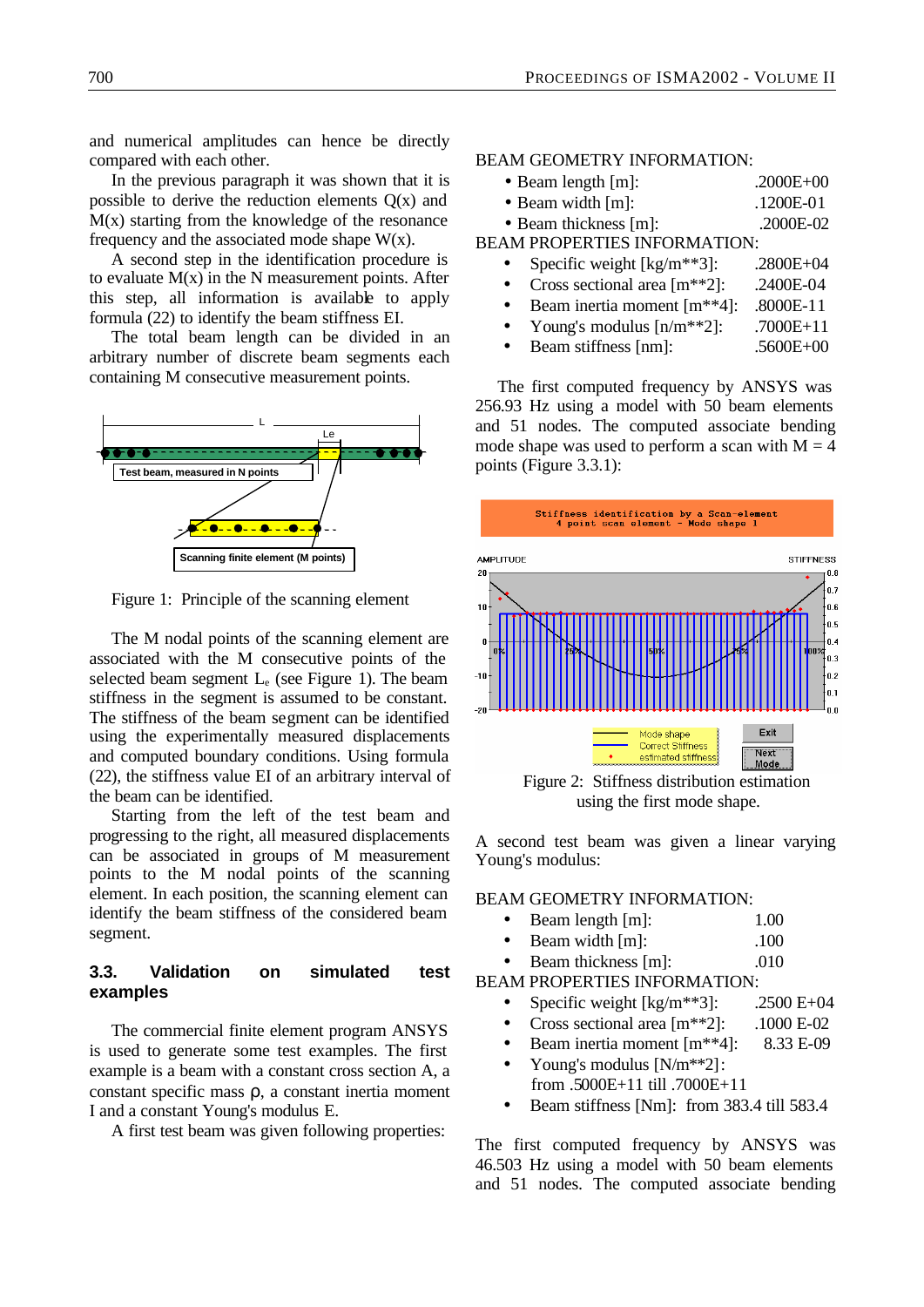and numerical amplitudes can hence be directly compared with each other.

In the previous paragraph it was shown that it is possible to derive the reduction elements Q(x) and M(x) starting from the knowledge of the resonance frequency and the associated mode shape W(x).

A second step in the identification procedure is to evaluate M(x) in the N measurement points. After this step, all information is available to apply formula (22) to identify the beam stiffness EI.

The total beam length can be divided in an arbitrary number of discrete beam segments each containing M consecutive measurement points.

Figure 1: Principle of the scanning element

The M nodal points of the scanning element are associated with the M consecutive points of the selected beam segment $L_e$ (see Figure 1). The beam stiffness in the segment is assumed to be constant. The stiffness of the beam segment can be identified using the experimentally measured displacements and computed boundary conditions. Using formula (22), the stiffness value EI of an arbitrary interval of the beam can be identified.

Starting from the left of the test beam and progressing to the right, all measured displacements can be associated in groups of M measurement points to the M nodal points of the scanning element. In each position, the scanning element can identify the beam stiffness of the considered beam segment.

### 3.3. Validation on simulated test examples

The commercial finite element program ANSYS is used to generate some test examples. The first example is a beam with a constant cross section A, a constant specific mass ρ, a constant inertia moment I and a constant Young's modulus E.

A first test beam was given following properties:

BEAM GEOMETRY INFORMATION:

- Beam length [m]: .2000E+00
- Beam width [m]: .1200E-01
- Beam thickness [m]: .2000E-02

BEAM PROPERTIES INFORMATION:

- Specific weight [kg/m**3]: .2800E+04
- Cross sectional area [m**2]: .2400E-04
- Beam inertia moment [m**4]: .8000E-11
- Young's modulus [n/m**2]: .7000E+11
- Beam stiffness [nm]: .5600E+00

The first computed frequency by ANSYS was 256.93 Hz using a model with 50 beam elements and 51 nodes. The computed associate bending mode shape was used to perform a scan with M = 4 points (Figure 3.3.1):

Figure 2: Stiffness distribution estimation using the first mode shape.

A second test beam was given a linear varying Young's modulus:

BEAM GEOMETRY INFORMATION:

- Beam length [m]: 1.00
- Beam width [m]: .100
- Beam thickness [m]: .010

BEAM PROPERTIES INFORMATION:

- Specific weight [kg/m**3]: .2500 E+04
- Cross sectional area [m**2]: .1000 E-02
- Beam inertia moment [m**4]: 8.33 E-09
- Young's modulus [N/m**2]: from .5000E+11 till .7000E+11
- Beam stiffness [Nm]: from 383.4 till 583.4

The first computed frequency by ANSYS was 46.503 Hz using a model with 50 beam elements and 51 nodes. The computed associate bending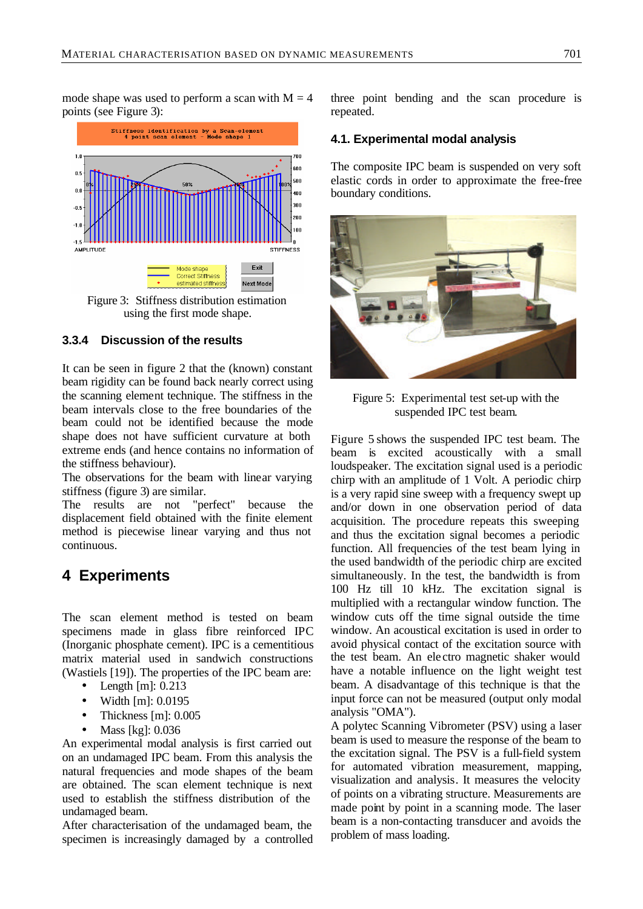mode shape was used to perform a scan with M = 4 points (see Figure 3):

Figure 3: Stiffness distribution estimation using the first mode shape.

### 3.3.4 Discussion of the results

It can be seen in figure 2 that the (known) constant beam rigidity can be found back nearly correct using the scanning element technique. The stiffness in the beam intervals close to the free boundaries of the beam could not be identified because the mode shape does not have sufficient curvature at both extreme ends (and hence contains no information of the stiffness behaviour).
The observations for the beam with linear varying stiffness (figure 3) are similar.
The results are not "perfect" because the displacement field obtained with the finite element method is piecewise linear varying and thus not continuous.

## 4 Experiments

The scan element method is tested on beam specimens made in glass fibre reinforced IPC (Inorganic phosphate cement). IPC is a cementitious matrix material used in sandwich constructions (Wastiels [19]). The properties of the IPC beam are:

- Length [m]: 0.213
- Width [m]: 0.0195
- Thickness [m]: 0.005
- Mass [kg]: 0.036

An experimental modal analysis is first carried out on an undamaged IPC beam. From this analysis the natural frequencies and mode shapes of the beam are obtained. The scan element technique is next used to establish the stiffness distribution of the undamaged beam.
After characterisation of the undamaged beam, the specimen is increasingly damaged by a controlled three point bending and the scan procedure is repeated.

### 4.1. Experimental modal analysis

The composite IPC beam is suspended on very soft elastic cords in order to approximate the free-free boundary conditions.

Figure 5: Experimental test set-up with the suspended IPC test beam.

Figure 5 shows the suspended IPC test beam. The beam is excited acoustically with a small loudspeaker. The excitation signal used is a periodic chirp with an amplitude of 1 Volt. A periodic chirp is a very rapid sine sweep with a frequency swept up and/or down in one observation period of data acquisition. The procedure repeats this sweeping and thus the excitation signal becomes a periodic function. All frequencies of the test beam lying in the used bandwidth of the periodic chirp are excited simultaneously. In the test, the bandwidth is from 100 Hz till 10 kHz. The excitation signal is multiplied with a rectangular window function. The window cuts off the time signal outside the time window. An acoustical excitation is used in order to avoid physical contact of the excitation source with the test beam. An electro magnetic shaker would have a notable influence on the light weight test beam. A disadvantage of this technique is that the input force can not be measured (output only modal analysis "OMA").
A polytec Scanning Vibrometer (PSV) using a laser beam is used to measure the response of the beam to the excitation signal. The PSV is a full-field system for automated vibration measurement, mapping, visualization and analysis. It measures the velocity of points on a vibrating structure. Measurements are made point by point in a scanning mode. The laser beam is a non-contacting transducer and avoids the problem of mass loading.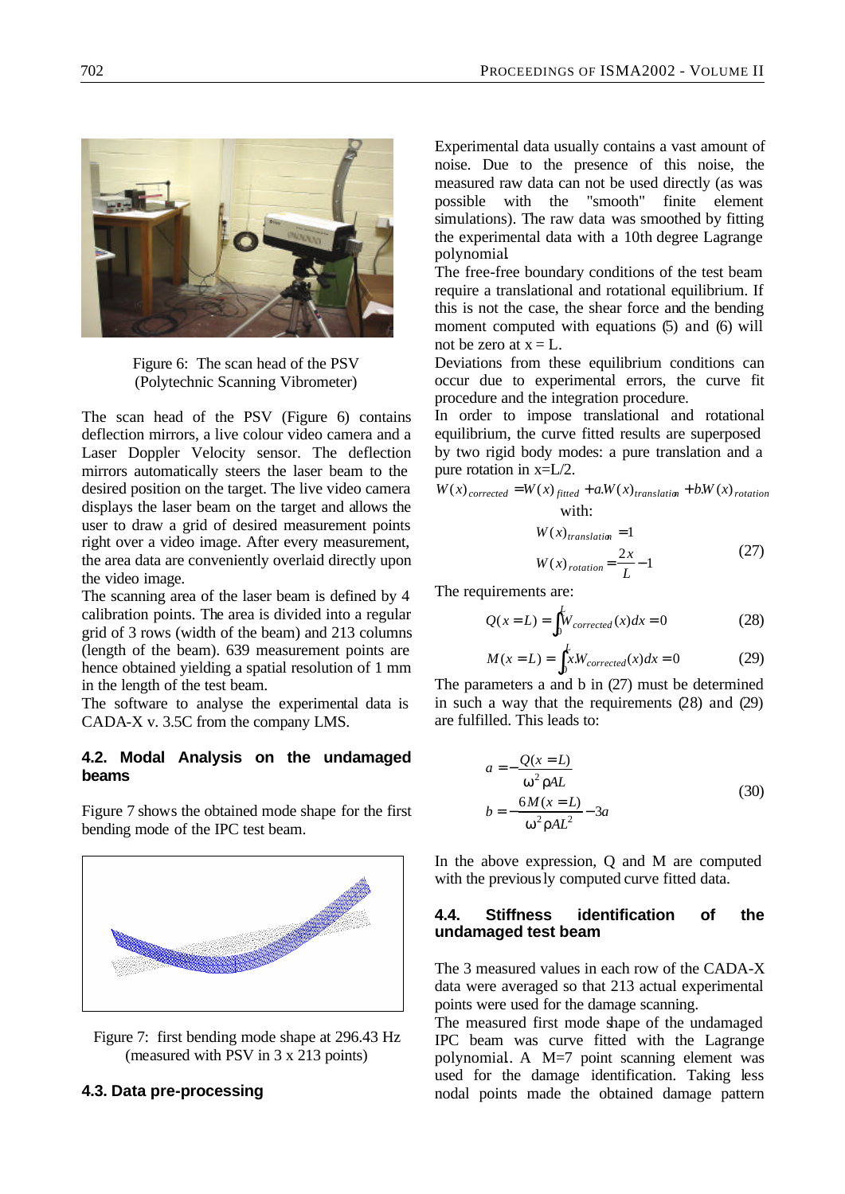Figure 6: The scan head of the PSV (Polytechnic Scanning Vibrometer)

The scan head of the PSV (Figure 6) contains deflection mirrors, a live colour video camera and a Laser Doppler Velocity sensor. The deflection mirrors automatically steers the laser beam to the desired position on the target. The live video camera displays the laser beam on the target and allows the user to draw a grid of desired measurement points right over a video image. After every measurement, the area data are conveniently overlaid directly upon the video image.

The scanning area of the laser beam is defined by 4 calibration points. The area is divided into a regular grid of 3 rows (width of the beam) and 213 columns (length of the beam). 639 measurement points are hence obtained yielding a spatial resolution of 1 mm in the length of the test beam.

The software to analyse the experimental data is CADA-X v. 3.5C from the company LMS.

### 4.2. Modal Analysis on the undamaged beams

Figure 7 shows the obtained mode shape for the first bending mode of the IPC test beam.

Figure 7: first bending mode shape at 296.43 Hz (measured with PSV in 3 x 213 points)

### 4.3. Data pre-processing

Experimental data usually contains a vast amount of noise. Due to the presence of this noise, the measured raw data can not be used directly (as was possible with the "smooth" finite element simulations). The raw data was smoothed by fitting the experimental data with a 10th degree Lagrange polynomial.

The free-free boundary conditions of the test beam require a translational and rotational equilibrium. If this is not the case, the shear force and the bending moment computed with equations (5) and (6) will not be zero at x = L.

Deviations from these equilibrium conditions can occur due to experimental errors, the curve fit procedure and the integration procedure.

In order to impose translational and rotational equilibrium, the curve fitted results are superposed by two rigid body modes: a pure translation and a pure rotation in x=L/2.

$$W(x)_{corrected} = W(x)_{fitted} + a.W(x)_{translation} + b.W(x)_{rotation}$$

with:

$$W(x)_{translation} = 1$$
$$W(x)_{rotation} = \frac{2x}{L} - 1 \qquad (27)$$

The requirements are:

$$Q(x = L) = \int_0^L W_{corrected}(x)dx = 0 \qquad (28)$$

$$M(x = L) = \int_0^L x.W_{corrected}(x)dx = 0 \qquad (29)$$

The parameters a and b in (27) must be determined in such a way that the requirements (28) and (29) are fulfilled. This leads to:

$$a = -\frac{Q(x = L)}{\omega^2 \rho AL}$$
$$b = -\frac{6M(x = L)}{\omega^2 \rho AL^2} - 3a \qquad (30)$$

In the above expression, Q and M are computed with the previously computed curve fitted data.

### 4.4. Stiffness identification of the undamaged test beam

The 3 measured values in each row of the CADA-X data were averaged so that 213 actual experimental points were used for the damage scanning.

The measured first mode shape of the undamaged IPC beam was curve fitted with the Lagrange polynomial. A M=7 point scanning element was used for the damage identification. Taking less nodal points made the obtained damage pattern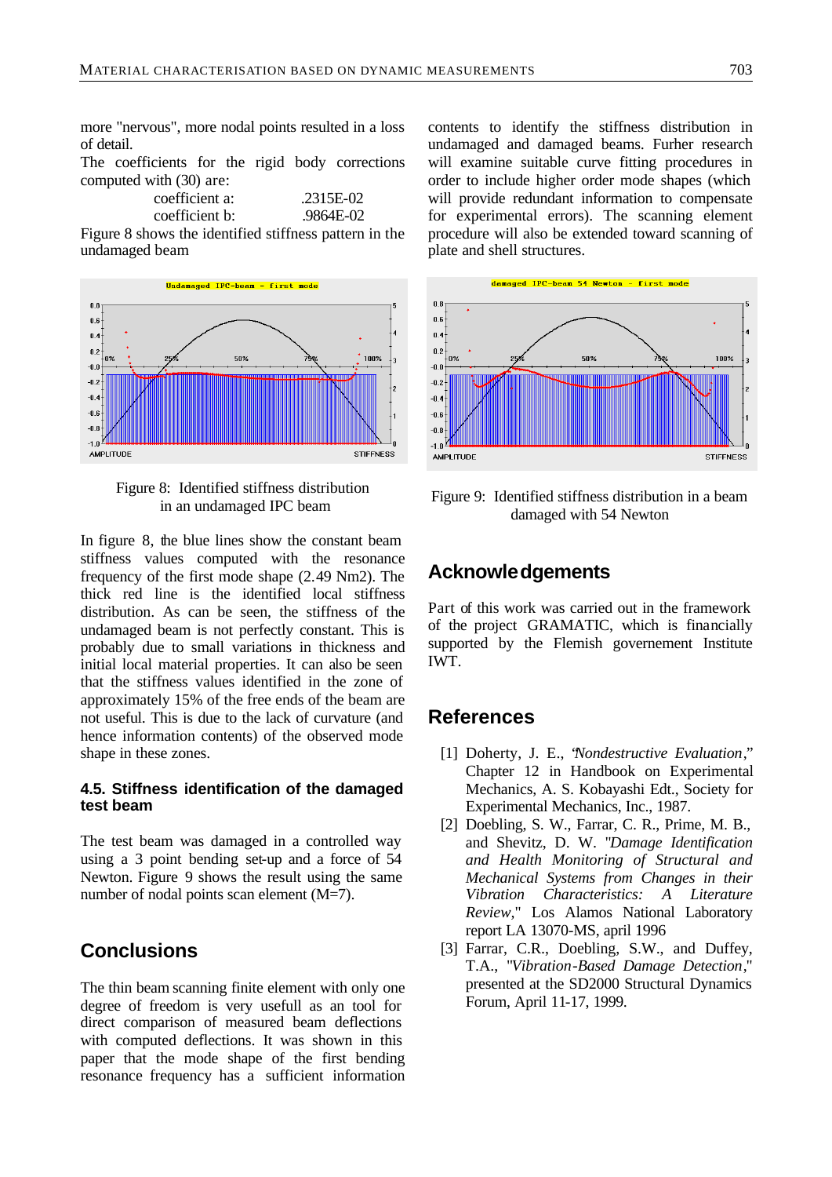more "nervous", more nodal points resulted in a loss of detail.

The coefficients for the rigid body corrections computed with (30) are:

coefficient a: .2315E-02
coefficient b: .9864E-02

Figure 8 shows the identified stiffness pattern in the undamaged beam

Figure 8: Identified stiffness distribution in an undamaged IPC beam

In figure 8, the blue lines show the constant beam stiffness values computed with the resonance frequency of the first mode shape (2.49 Nm2). The thick red line is the identified local stiffness distribution. As can be seen, the stiffness of the undamaged beam is not perfectly constant. This is probably due to small variations in thickness and initial local material properties. It can also be seen that the stiffness values identified in the zone of approximately 15% of the free ends of the beam are not useful. This is due to the lack of curvature (and hence information contents) of the observed mode shape in these zones.

### 4.5. Stiffness identification of the damaged test beam

The test beam was damaged in a controlled way using a 3 point bending set-up and a force of 54 Newton. Figure 9 shows the result using the same number of nodal points scan element (M=7).

## Conclusions

The thin beam scanning finite element with only one degree of freedom is very usefull as an tool for direct comparison of measured beam deflections with computed deflections. It was shown in this paper that the mode shape of the first bending resonance frequency has a sufficient information contents to identify the stiffness distribution in undamaged and damaged beams. Furher research will examine suitable curve fitting procedures in order to include higher order mode shapes (which will provide redundant information to compensate for experimental errors). The scanning element procedure will also be extended toward scanning of plate and shell structures.

Figure 9: Identified stiffness distribution in a beam damaged with 54 Newton

## Acknowledgements

Part of this work was carried out in the framework of the project GRAMATIC, which is financially supported by the Flemish governement Institute IWT.

## References

[1] Doherty, J. E., "*Nondestructive Evaluation*," Chapter 12 in Handbook on Experimental Mechanics, A. S. Kobayashi Edt., Society for Experimental Mechanics, Inc., 1987.

[2] Doebling, S. W., Farrar, C. R., Prime, M. B., and Shevitz, D. W. "*Damage Identification and Health Monitoring of Structural and Mechanical Systems from Changes in their Vibration Characteristics: A Literature Review*," Los Alamos National Laboratory report LA 13070-MS, april 1996

[3] Farrar, C.R., Doebling, S.W., and Duffey, T.A., "*Vibration-Based Damage Detection*," presented at the SD2000 Structural Dynamics Forum, April 11-17, 1999.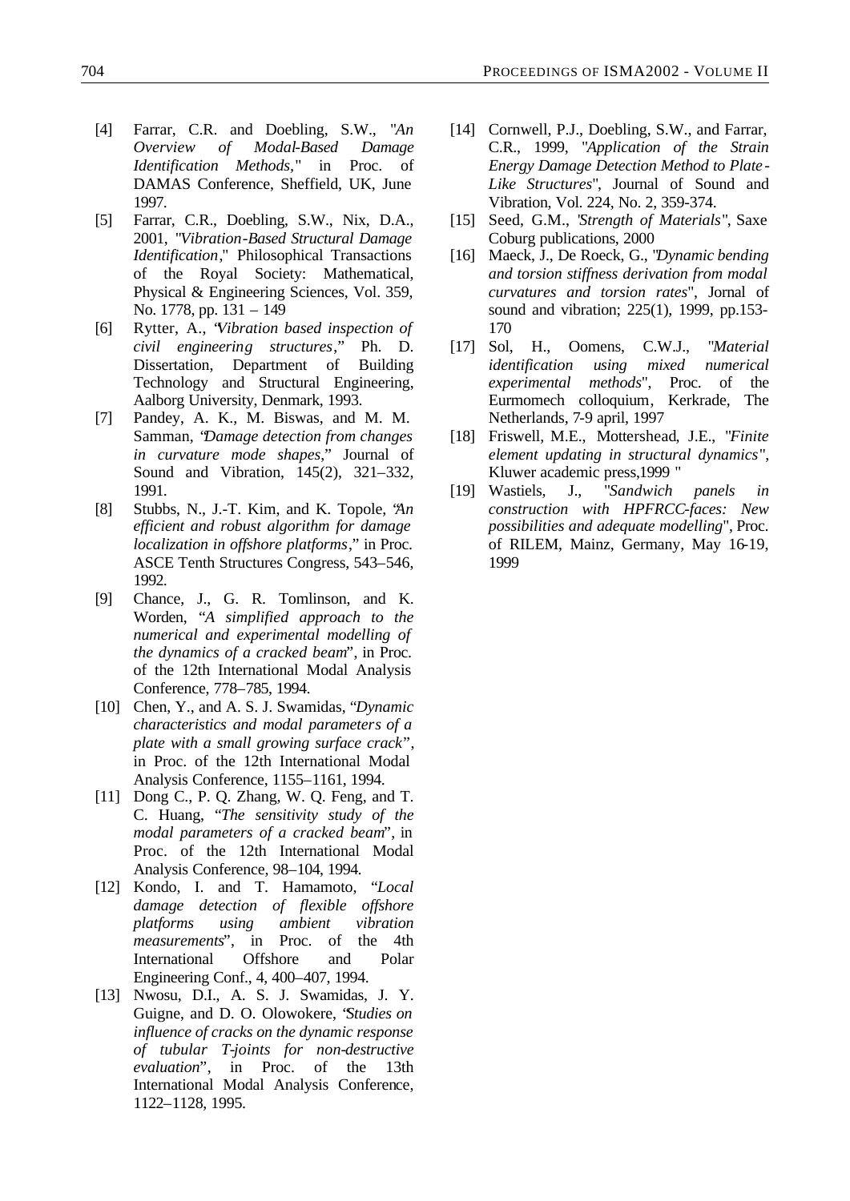[4] Farrar, C.R. and Doebling, S.W., "*An Overview of Modal-Based Damage Identification Methods*," in Proc. of DAMAS Conference, Sheffield, UK, June 1997.

[5] Farrar, C.R., Doebling, S.W., Nix, D.A., 2001, "*Vibration-Based Structural Damage Identification*," Philosophical Transactions of the Royal Society: Mathematical, Physical & Engineering Sciences, Vol. 359, No. 1778, pp. 131 – 149

[6] Rytter, A., "*Vibration based inspection of civil engineering structures*," Ph. D. Dissertation, Department of Building Technology and Structural Engineering, Aalborg University, Denmark, 1993.

[7] Pandey, A. K., M. Biswas, and M. M. Samman, "*Damage detection from changes in curvature mode shapes*," Journal of Sound and Vibration, 145(2), 321–332, 1991.

[8] Stubbs, N., J.-T. Kim, and K. Topole, "*An efficient and robust algorithm for damage localization in offshore platforms*," in Proc. ASCE Tenth Structures Congress, 543–546, 1992.

[9] Chance, J., G. R. Tomlinson, and K. Worden, "*A simplified approach to the numerical and experimental modelling of the dynamics of a cracked beam*", in Proc. of the 12th International Modal Analysis Conference, 778–785, 1994.

[10] Chen, Y., and A. S. J. Swamidas, "*Dynamic characteristics and modal parameters of a plate with a small growing surface crack*", in Proc. of the 12th International Modal Analysis Conference, 1155–1161, 1994.

[11] Dong C., P. Q. Zhang, W. Q. Feng, and T. C. Huang, "*The sensitivity study of the modal parameters of a cracked beam*", in Proc. of the 12th International Modal Analysis Conference, 98–104, 1994.

[12] Kondo, I. and T. Hamamoto, "*Local damage detection of flexible offshore platforms using ambient vibration measurements*", in Proc. of the 4th International Offshore and Polar Engineering Conf., 4, 400–407, 1994.

[13] Nwosu, D.I., A. S. J. Swamidas, J. Y. Guigne, and D. O. Olowokere, "*Studies on influence of cracks on the dynamic response of tubular T-joints for non-destructive evaluation*", in Proc. of the 13th International Modal Analysis Conference, 1122–1128, 1995.

[14] Cornwell, P.J., Doebling, S.W., and Farrar, C.R., 1999, "*Application of the Strain Energy Damage Detection Method to Plate-Like Structures*", Journal of Sound and Vibration, Vol. 224, No. 2, 359-374.

[15] Seed, G.M., "*Strength of Materials*", Saxe Coburg publications, 2000

[16] Maeck, J., De Roeck, G., "*Dynamic bending and torsion stiffness derivation from modal curvatures and torsion rates*", Jornal of sound and vibration; 225(1), 1999, pp.153-170

[17] Sol, H., Oomens, C.W.J., "*Material identification using mixed numerical experimental methods*", Proc. of the Eurmomech colloquium, Kerkrade, The Netherlands, 7-9 april, 1997

[18] Friswell, M.E., Mottershead, J.E., "*Finite element updating in structural dynamics*", Kluwer academic press,1999 "

[19] Wastiels, J., "*Sandwich panels in construction with HPFRCC-faces: New possibilities and adequate modelling*", Proc. of RILEM, Mainz, Germany, May 16-19, 1999